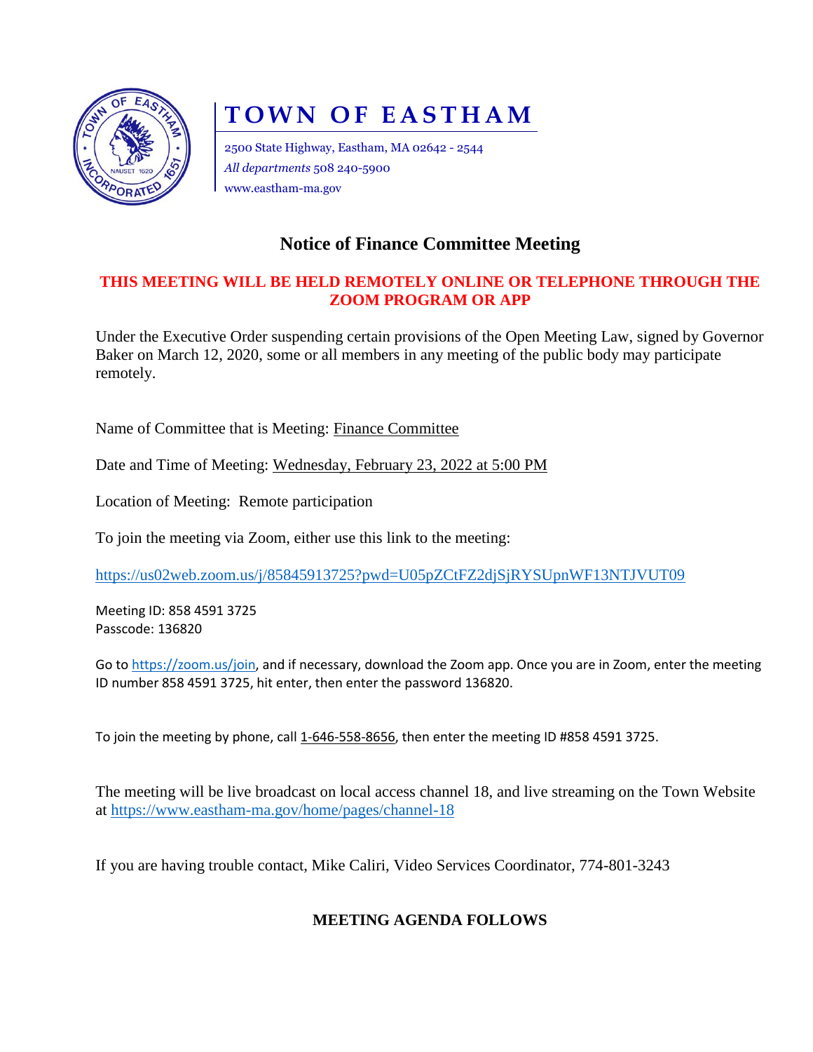# TOWN OF EASTHAM

2500 State Highway, Eastham, MA 02642 - 2544
*All departments* 508 240-5900
www.eastham-ma.gov

## Notice of Finance Committee Meeting

**THIS MEETING WILL BE HELD REMOTELY ONLINE OR TELEPHONE THROUGH THE ZOOM PROGRAM OR APP**

Under the Executive Order suspending certain provisions of the Open Meeting Law, signed by Governor Baker on March 12, 2020, some or all members in any meeting of the public body may participate remotely.

Name of Committee that is Meeting: Finance Committee

Date and Time of Meeting: Wednesday, February 23, 2022 at 5:00 PM

Location of Meeting: Remote participation

To join the meeting via Zoom, either use this link to the meeting:

https://us02web.zoom.us/j/85845913725?pwd=U05pZCtFZ2djSjRYSUpnWF13NTJVUT09

Meeting ID: 858 4591 3725
Passcode: 136820

Go to https://zoom.us/join, and if necessary, download the Zoom app. Once you are in Zoom, enter the meeting ID number 858 4591 3725, hit enter, then enter the password 136820.

To join the meeting by phone, call 1-646-558-8656, then enter the meeting ID #858 4591 3725.

The meeting will be live broadcast on local access channel 18, and live streaming on the Town Website at https://www.eastham-ma.gov/home/pages/channel-18

If you are having trouble contact, Mike Caliri, Video Services Coordinator, 774-801-3243

**MEETING AGENDA FOLLOWS**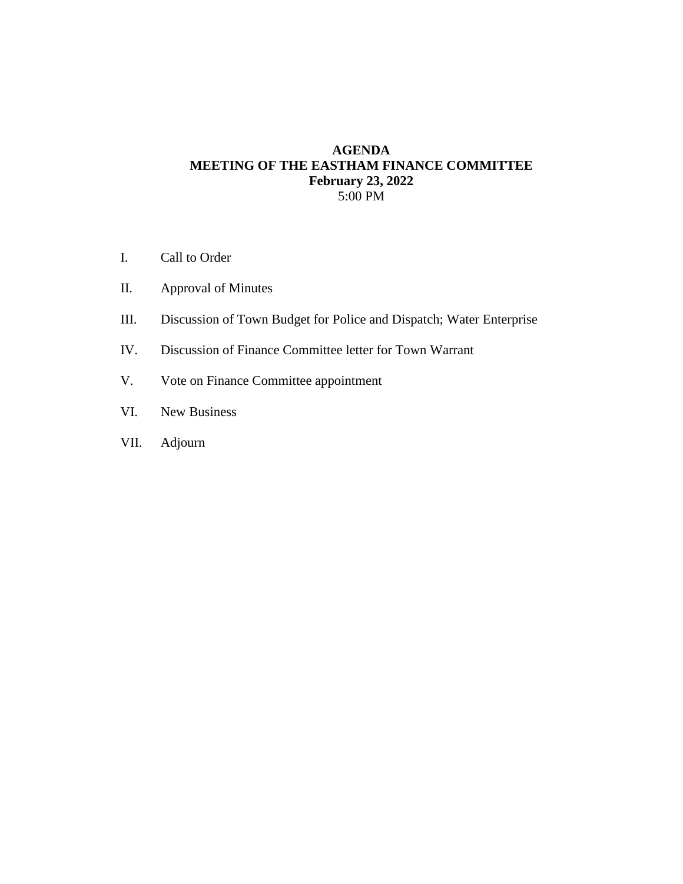**AGENDA**
**MEETING OF THE EASTHAM FINANCE COMMITTEE**
**February 23, 2022**
5:00 PM

I. Call to Order

II. Approval of Minutes

III. Discussion of Town Budget for Police and Dispatch; Water Enterprise

IV. Discussion of Finance Committee letter for Town Warrant

V. Vote on Finance Committee appointment

VI. New Business

VII. Adjourn